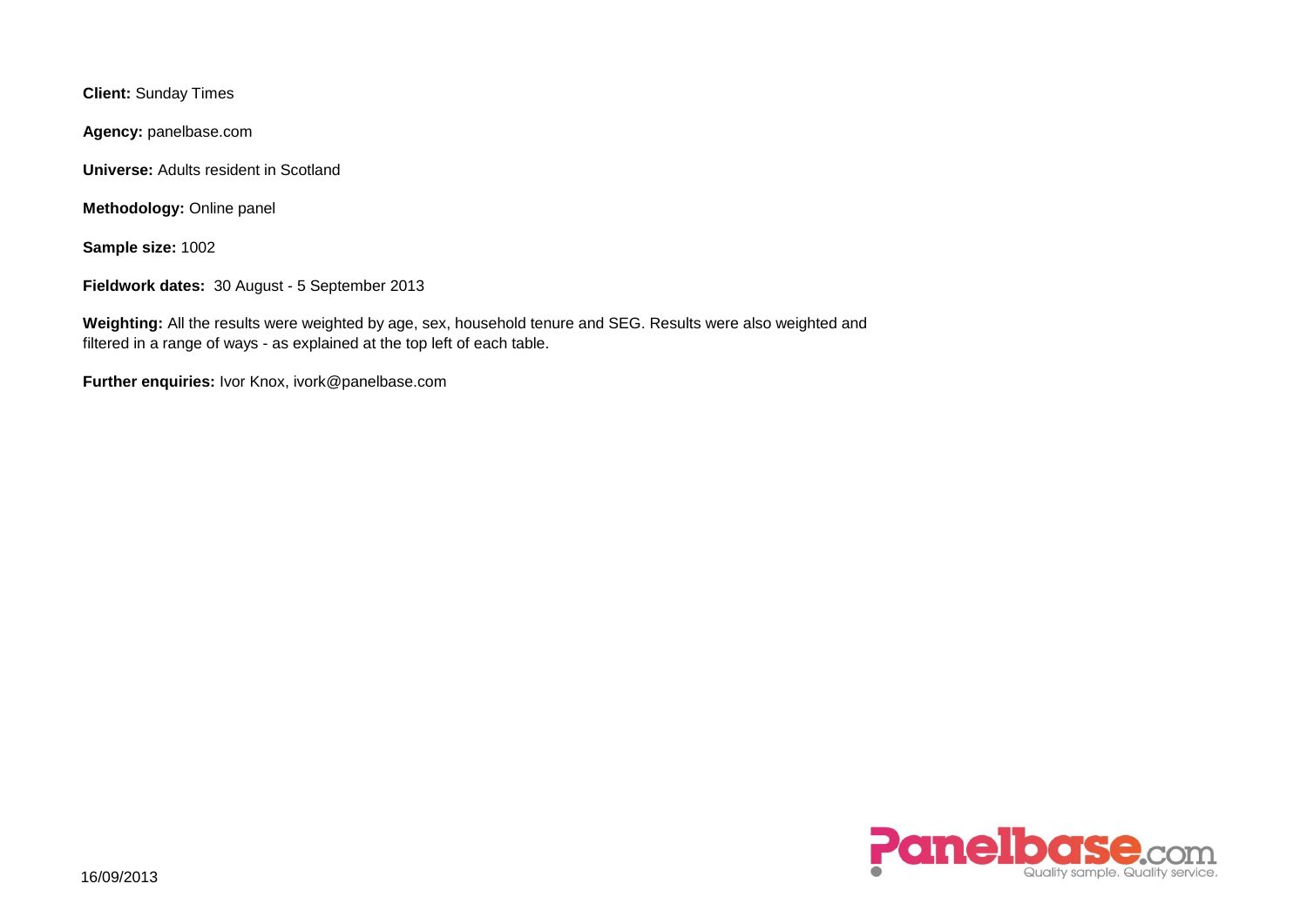**Client:** Sunday Times

**Agency:** panelbase.com

**Universe:** Adults resident in Scotland

**Methodology:** Online panel

**Sample size:** 1002

**Fieldwork dates:** 30 August - 5 September 2013

**Weighting:** All the results were weighted by age, sex, household tenure and SEG. Results were also weighted and filtered in a range of ways - as explained at the top left of each table.

**Further enquiries:** Ivor Knox, ivork@panelbase.com

16/09/2013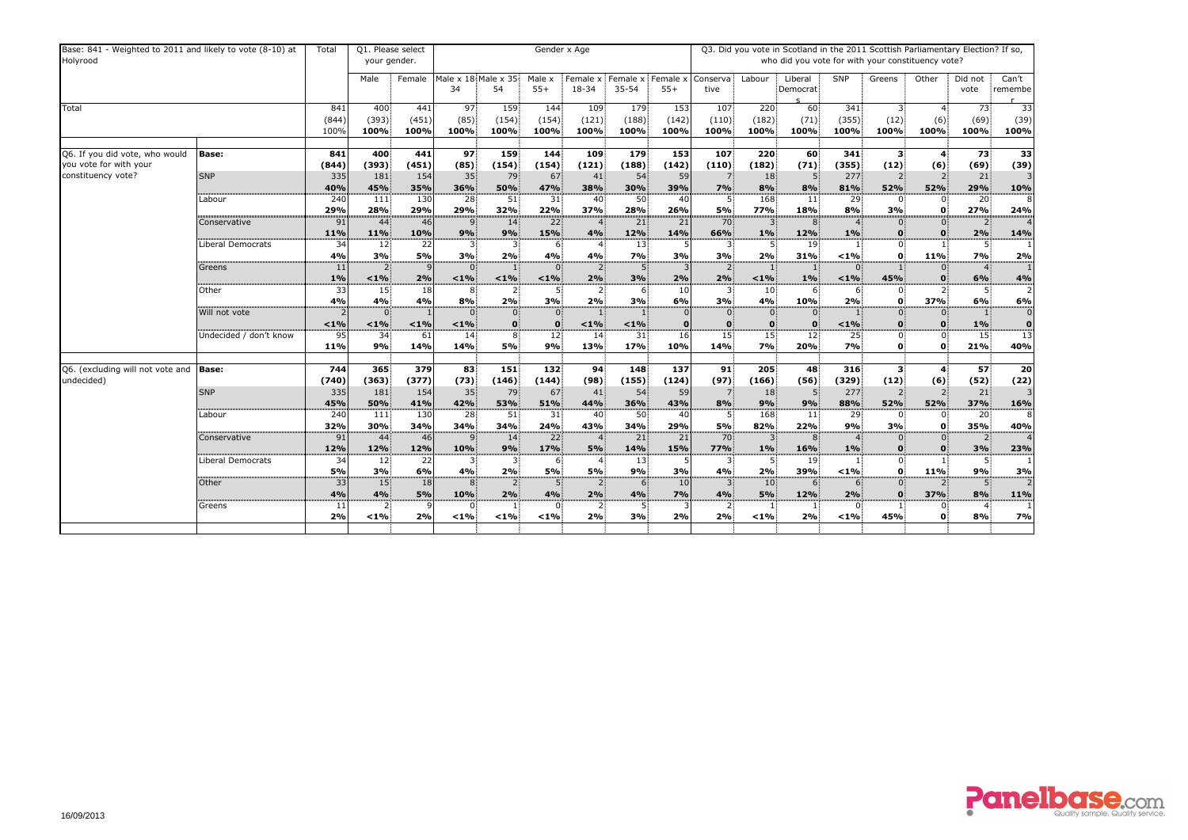| Base: 841 - Weighted to 2011 and likely to vote (8-10) at Holyrood | | Total | Q1. Please select your gender. | | Gender x Age | | | | | | Q3. Did you vote in Scotland in the 2011 Scottish Parliamentary Election? If so, who did you vote for with your constituency vote? | | | | | | | |
|---|---|---|---|---|---|---|---|---|---|---|---|---|---|---|---|---|---|---|
| | | | Male | Female | Male x 18-34 | Male x 35-54 | Male x 55+ | Female x 18-34 | Female x 35-54 | Female x 55+ | Conservative | Labour | Liberal Democrats | SNP | Greens | Other | Did not vote | Can't remember |
| Total | | 841 | 400 | 441 | 97 | 159 | 144 | 109 | 179 | 153 | 107 | 220 | 60 | 341 | 3 | 4 | 73 | 33 |
| | | (844) | (393) | (451) | (85) | (154) | (154) | (121) | (188) | (142) | (110) | (182) | (71) | (355) | (12) | (6) | (69) | (39) |
| | | 100% | 100% | 100% | 100% | 100% | 100% | 100% | 100% | 100% | 100% | 100% | 100% | 100% | 100% | 100% | 100% | 100% |
| Q6. If you did vote, who would you vote for with your constituency vote? | **Base:** | **841** | **400** | **441** | **97** | **159** | **144** | **109** | **179** | **153** | **107** | **220** | **60** | **341** | **3** | **4** | **73** | **33** |
| | | **(844)** | **(393)** | **(451)** | **(85)** | **(154)** | **(154)** | **(121)** | **(188)** | **(142)** | **(110)** | **(182)** | **(71)** | **(355)** | **(12)** | **(6)** | **(69)** | **(39)** |
| | SNP | 335 | 181 | 154 | 35 | 79 | 67 | 41 | 54 | 59 | 7 | 18 | 5 | 277 | 2 | 2 | 21 | 3 |
| | | **40%** | **45%** | **35%** | **36%** | **50%** | **47%** | **38%** | **30%** | **39%** | **7%** | **8%** | **8%** | **81%** | **52%** | **52%** | **29%** | **10%** |
| | Labour | 240 | 111 | 130 | 28 | 51 | 31 | 40 | 50 | 40 | 5 | 168 | 11 | 29 | 0 | 0 | 20 | 8 |
| | | **29%** | **28%** | **29%** | **29%** | **32%** | **22%** | **37%** | **28%** | **26%** | **5%** | **77%** | **18%** | **8%** | **3%** | **0** | **27%** | **24%** |
| | Conservative | 91 | 44 | 46 | 9 | 14 | 22 | 4 | 21 | 21 | 70 | 3 | 8 | 4 | 0 | 0 | 2 | 4 |
| | | **11%** | **11%** | **10%** | **9%** | **9%** | **15%** | **4%** | **12%** | **14%** | **66%** | **1%** | **12%** | **1%** | **0** | **0** | **2%** | **14%** |
| | Liberal Democrats | 34 | 12 | 22 | 3 | 3 | 6 | 4 | 13 | 5 | 3 | 5 | 19 | 1 | 0 | 1 | 5 | 1 |
| | | **4%** | **3%** | **5%** | **3%** | **2%** | **4%** | **4%** | **7%** | **3%** | **3%** | **2%** | **31%** | **<1%** | **0** | **11%** | **7%** | **2%** |
| | Greens | 11 | 2 | 9 | 0 | 1 | 0 | 2 | 5 | 3 | 2 | 1 | 1 | 0 | 1 | 0 | 4 | 1 |
| | | **1%** | **<1%** | **2%** | **<1%** | **<1%** | **<1%** | **2%** | **3%** | **2%** | **2%** | **<1%** | **1%** | **<1%** | **45%** | **0** | **6%** | **4%** |
| | Other | 33 | 15 | 18 | 8 | 2 | 5 | 2 | 6 | 10 | 3 | 10 | 6 | 6 | 0 | 2 | 5 | 2 |
| | | **4%** | **4%** | **4%** | **8%** | **2%** | **3%** | **2%** | **3%** | **6%** | **3%** | **4%** | **10%** | **2%** | **0** | **37%** | **6%** | **6%** |
| | Will not vote | 2 | 0 | 1 | 0 | 0 | 0 | 1 | 1 | 0 | 0 | 0 | 0 | 1 | 0 | 0 | 1 | 0 |
| | | **<1%** | **<1%** | **<1%** | **<1%** | **0** | **0** | **<1%** | **<1%** | **0** | **0** | **0** | **0** | **<1%** | **0** | **0** | **1%** | **0** |
| | Undecided / don't know | 95 | 34 | 61 | 14 | 8 | 12 | 14 | 31 | 16 | 15 | 15 | 12 | 25 | 0 | 0 | 15 | 13 |
| | | **11%** | **9%** | **14%** | **14%** | **5%** | **9%** | **13%** | **17%** | **10%** | **14%** | **7%** | **20%** | **7%** | **0** | **0** | **21%** | **40%** |
| Q6. (excluding will not vote and undecided) | **Base:** | **744** | **365** | **379** | **83** | **151** | **132** | **94** | **148** | **137** | **91** | **205** | **48** | **316** | **3** | **4** | **57** | **20** |
| | | **(740)** | **(363)** | **(377)** | **(73)** | **(146)** | **(144)** | **(98)** | **(155)** | **(124)** | **(97)** | **(166)** | **(56)** | **(329)** | **(12)** | **(6)** | **(52)** | **(22)** |
| | SNP | 335 | 181 | 154 | 35 | 79 | 67 | 41 | 54 | 59 | 7 | 18 | 5 | 277 | 2 | 2 | 21 | 3 |
| | | **45%** | **50%** | **41%** | **42%** | **53%** | **51%** | **44%** | **36%** | **43%** | **8%** | **9%** | **9%** | **88%** | **52%** | **52%** | **37%** | **16%** |
| | Labour | 240 | 111 | 130 | 28 | 51 | 31 | 40 | 50 | 40 | 5 | 168 | 11 | 29 | 0 | 0 | 20 | 8 |
| | | **32%** | **30%** | **34%** | **34%** | **34%** | **24%** | **43%** | **34%** | **29%** | **5%** | **82%** | **22%** | **9%** | **3%** | **0** | **35%** | **40%** |
| | Conservative | 91 | 44 | 46 | 9 | 14 | 22 | 4 | 21 | 21 | 70 | 3 | 8 | 4 | 0 | 0 | 2 | 4 |
| | | **12%** | **12%** | **12%** | **10%** | **9%** | **17%** | **5%** | **14%** | **15%** | **77%** | **1%** | **16%** | **1%** | **0** | **0** | **3%** | **23%** |
| | Liberal Democrats | 34 | 12 | 22 | 3 | 3 | 6 | 4 | 13 | 5 | 3 | 5 | 19 | 1 | 0 | 1 | 5 | 1 |
| | | **5%** | **3%** | **6%** | **4%** | **2%** | **5%** | **5%** | **9%** | **3%** | **4%** | **2%** | **39%** | **<1%** | **0** | **11%** | **9%** | **3%** |
| | Other | 33 | 15 | 18 | 8 | 2 | 5 | 2 | 6 | 10 | 3 | 10 | 6 | 6 | 0 | 2 | 5 | 2 |
| | | **4%** | **4%** | **5%** | **10%** | **2%** | **4%** | **2%** | **4%** | **7%** | **4%** | **5%** | **12%** | **2%** | **0** | **37%** | **8%** | **11%** |
| | Greens | 11 | 2 | 9 | 0 | 1 | 0 | 2 | 5 | 3 | 2 | 1 | 1 | 0 | 1 | 0 | 4 | 1 |
| | | **2%** | **<1%** | **2%** | **<1%** | **<1%** | **<1%** | **2%** | **3%** | **2%** | **2%** | **<1%** | **2%** | **<1%** | **45%** | **0** | **8%** | **7%** |

16/09/2013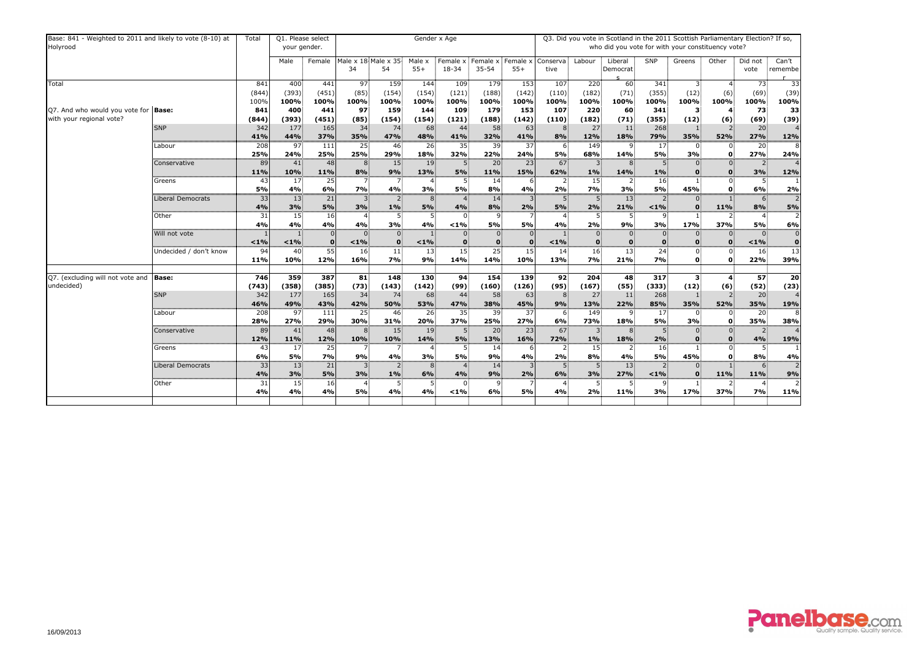| Base: 841 - Weighted to 2011 and likely to vote (8-10) at Holyrood | | Total | Q1. Please select your gender. | | Gender x Age | | | | | | Q3. Did you vote in Scotland in the 2011 Scottish Parliamentary Election? If so, who did you vote for with your constituency vote? | | | | | | | |
|---|---|---|---|---|---|---|---|---|---|---|---|---|---|---|---|---|---|---|
| | | | Male | Female | Male x 18-34 | Male x 35-54 | Male x 55+ | Female x 18-34 | Female x 35-54 | Female x 55+ | Conservative | Labour | Liberal Democrats | SNP | Greens | Other | Did not vote | Can't remember |
| Total | | 841 | 400 | 441 | 97 | 159 | 144 | 109 | 179 | 153 | 107 | 220 | 60 | 341 | 3 | 4 | 73 | 33 |
| | | (844) | (393) | (451) | (85) | (154) | (154) | (121) | (188) | (142) | (110) | (182) | (71) | (355) | (12) | (6) | (69) | (39) |
| | | 100% | 100% | 100% | 100% | 100% | 100% | 100% | 100% | 100% | 100% | 100% | 100% | 100% | 100% | 100% | 100% | 100% |
| Q7. And who would you vote for with your regional vote? | **Base:** | **841** | **400** | **441** | **97** | **159** | **144** | **109** | **179** | **153** | **107** | **220** | **60** | **341** | **3** | **4** | **73** | **33** |
| | | **(844)** | **(393)** | **(451)** | **(85)** | **(154)** | **(154)** | **(121)** | **(188)** | **(142)** | **(110)** | **(182)** | **(71)** | **(355)** | **(12)** | **(6)** | **(69)** | **(39)** |
| | SNP | 342 | 177 | 165 | 34 | 74 | 68 | 44 | 58 | 63 | 8 | 27 | 11 | 268 | 1 | 2 | 20 | 4 |
| | | **41%** | **44%** | **37%** | **35%** | **47%** | **48%** | **41%** | **32%** | **41%** | **8%** | **12%** | **18%** | **79%** | **35%** | **52%** | **27%** | **12%** |
| | Labour | 208 | 97 | 111 | 25 | 46 | 26 | 35 | 39 | 37 | 6 | 149 | 9 | 17 | 0 | 0 | 20 | 8 |
| | | **25%** | **24%** | **25%** | **25%** | **29%** | **18%** | **32%** | **22%** | **24%** | **5%** | **68%** | **14%** | **5%** | **3%** | **0** | **27%** | **24%** |
| | Conservative | 89 | 41 | 48 | 8 | 15 | 19 | 5 | 20 | 23 | 67 | 3 | 8 | 5 | 0 | 0 | 2 | 4 |
| | | **11%** | **10%** | **11%** | **8%** | **9%** | **13%** | **5%** | **11%** | **15%** | **62%** | **1%** | **14%** | **1%** | **0** | **0** | **3%** | **12%** |
| | Greens | 43 | 17 | 25 | 7 | 7 | 4 | 5 | 14 | 6 | 2 | 15 | 2 | 16 | 1 | 0 | 5 | 1 |
| | | **5%** | **4%** | **6%** | **7%** | **4%** | **3%** | **5%** | **8%** | **4%** | **2%** | **7%** | **3%** | **5%** | **45%** | **0** | **6%** | **2%** |
| | Liberal Democrats | 33 | 13 | 21 | 3 | 2 | 8 | 4 | 14 | 3 | 5 | 5 | 13 | 2 | 0 | 1 | 6 | 2 |
| | | **4%** | **3%** | **5%** | **3%** | **1%** | **5%** | **4%** | **8%** | **2%** | **5%** | **2%** | **21%** | **<1%** | **0** | **11%** | **8%** | **5%** |
| | Other | 31 | 15 | 16 | 4 | 5 | 5 | 0 | 9 | 7 | 4 | 5 | 5 | 9 | 1 | 2 | 4 | 2 |
| | | **4%** | **4%** | **4%** | **4%** | **3%** | **4%** | **<1%** | **5%** | **5%** | **4%** | **2%** | **9%** | **3%** | **17%** | **37%** | **5%** | **6%** |
| | Will not vote | 1 | 1 | 0 | 0 | 0 | 1 | 0 | 0 | 0 | 1 | 0 | 0 | 0 | 0 | 0 | 0 | 0 |
| | | **<1%** | **<1%** | **0** | **<1%** | **0** | **<1%** | **0** | **0** | **0** | **<1%** | **0** | **0** | **0** | **0** | **0** | **<1%** | **0** |
| | Undecided / don't know | 94 | 40 | 55 | 16 | 11 | 13 | 15 | 25 | 15 | 14 | 16 | 13 | 24 | 0 | 0 | 16 | 13 |
| | | **11%** | **10%** | **12%** | **16%** | **7%** | **9%** | **14%** | **14%** | **10%** | **13%** | **7%** | **21%** | **7%** | **0** | **0** | **22%** | **39%** |
| Q7. (excluding will not vote and undecided) | **Base:** | **746** | **359** | **387** | **81** | **148** | **130** | **94** | **154** | **139** | **92** | **204** | **48** | **317** | **3** | **4** | **57** | **20** |
| | | **(743)** | **(358)** | **(385)** | **(73)** | **(143)** | **(142)** | **(99)** | **(160)** | **(126)** | **(95)** | **(167)** | **(55)** | **(333)** | **(12)** | **(6)** | **(52)** | **(23)** |
| | SNP | 342 | 177 | 165 | 34 | 74 | 68 | 44 | 58 | 63 | 8 | 27 | 11 | 268 | 1 | 2 | 20 | 4 |
| | | **46%** | **49%** | **43%** | **42%** | **50%** | **53%** | **47%** | **38%** | **45%** | **9%** | **13%** | **22%** | **85%** | **35%** | **52%** | **35%** | **19%** |
| | Labour | 208 | 97 | 111 | 25 | 46 | 26 | 35 | 39 | 37 | 6 | 149 | 9 | 17 | 0 | 0 | 20 | 8 |
| | | **28%** | **27%** | **29%** | **30%** | **31%** | **20%** | **37%** | **25%** | **27%** | **6%** | **73%** | **18%** | **5%** | **3%** | **0** | **35%** | **38%** |
| | Conservative | 89 | 41 | 48 | 8 | 15 | 19 | 5 | 20 | 23 | 67 | 3 | 8 | 5 | 0 | 0 | 2 | 4 |
| | | **12%** | **11%** | **12%** | **10%** | **10%** | **14%** | **5%** | **13%** | **16%** | **72%** | **1%** | **18%** | **2%** | **0** | **0** | **4%** | **19%** |
| | Greens | 43 | 17 | 25 | 7 | 7 | 4 | 5 | 14 | 6 | 2 | 15 | 2 | 16 | 1 | 0 | 5 | 1 |
| | | **6%** | **5%** | **7%** | **9%** | **4%** | **3%** | **5%** | **9%** | **4%** | **2%** | **8%** | **4%** | **5%** | **45%** | **0** | **8%** | **4%** |
| | Liberal Democrats | 33 | 13 | 21 | 3 | 2 | 8 | 4 | 14 | 3 | 5 | 5 | 13 | 2 | 0 | 1 | 6 | 2 |
| | | **4%** | **3%** | **5%** | **3%** | **1%** | **6%** | **4%** | **9%** | **2%** | **6%** | **3%** | **27%** | **<1%** | **0** | **11%** | **11%** | **9%** |
| | Other | 31 | 15 | 16 | 4 | 5 | 5 | 0 | 9 | 7 | 4 | 5 | 5 | 9 | 1 | 2 | 4 | 2 |
| | | **4%** | **4%** | **4%** | **5%** | **4%** | **4%** | **<1%** | **6%** | **5%** | **4%** | **2%** | **11%** | **3%** | **17%** | **37%** | **7%** | **11%** |

16/09/2013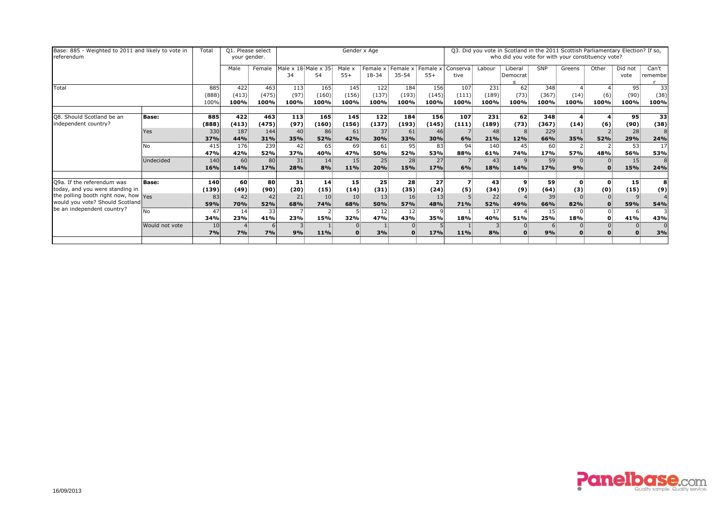| Base: 885 - Weighted to 2011 and likely to vote in referendum | | Total | Q1. Please select your gender. | | Gender x Age | | | | | | Q3. Did you vote in Scotland in the 2011 Scottish Parliamentary Election? If so, who did you vote for with your constituency vote? | | | | | | | |
|---|---|---|---|---|---|---|---|---|---|---|---|---|---|---|---|---|---|---|
| | | | Male | Female | Male x 18-34 | Male x 35-54 | Male x 55+ | Female x 18-34 | Female x 35-54 | Female x 55+ | Conservative | Labour | Liberal Democrats | SNP | Greens | Other | Did not vote | Can't remember |
| Total | | 885 | 422 | 463 | 113 | 165 | 145 | 122 | 184 | 156 | 107 | 231 | 62 | 348 | 4 | 4 | 95 | 33 |
| | | (888) | (413) | (475) | (97) | (160) | (156) | (137) | (193) | (145) | (111) | (189) | (73) | (367) | (14) | (6) | (90) | (38) |
| | | 100% | 100% | 100% | 100% | 100% | 100% | 100% | 100% | 100% | 100% | 100% | 100% | 100% | 100% | 100% | 100% | 100% |
| Q8. Should Scotland be an independent country? | **Base:** | **885** | **422** | **463** | **113** | **165** | **145** | **122** | **184** | **156** | **107** | **231** | **62** | **348** | **4** | **4** | **95** | **33** |
| | | **(888)** | **(413)** | **(475)** | **(97)** | **(160)** | **(156)** | **(137)** | **(193)** | **(145)** | **(111)** | **(189)** | **(73)** | **(367)** | **(14)** | **(6)** | **(90)** | **(38)** |
| | Yes | 330 | 187 | 144 | 40 | 86 | 61 | 37 | 61 | 46 | 7 | 48 | 8 | 229 | 1 | 2 | 28 | 8 |
| | | **37%** | **44%** | **31%** | **35%** | **52%** | **42%** | **30%** | **33%** | **30%** | **6%** | **21%** | **12%** | **66%** | **35%** | **52%** | **29%** | **24%** |
| | No | 415 | 176 | 239 | 42 | 65 | 69 | 61 | 95 | 83 | 94 | 140 | 45 | 60 | 2 | 2 | 53 | 17 |
| | | **47%** | **42%** | **52%** | **37%** | **40%** | **47%** | **50%** | **52%** | **53%** | **88%** | **61%** | **74%** | **17%** | **57%** | **48%** | **56%** | **53%** |
| | Undecided | 140 | 60 | 80 | 31 | 14 | 15 | 25 | 28 | 27 | 7 | 43 | 9 | 59 | 0 | 0 | 15 | 8 |
| | | **16%** | **14%** | **17%** | **28%** | **8%** | **11%** | **20%** | **15%** | **17%** | **6%** | **18%** | **14%** | **17%** | **9%** | **0** | **15%** | **24%** |
| Q9a. If the referendum was today, and you were standing in the polling booth right now, how would you vote? Should Scotland be an independent country? | **Base:** | **140** | **60** | **80** | **31** | **14** | **15** | **25** | **28** | **27** | **7** | **43** | **9** | **59** | **0** | **0** | **15** | **8** |
| | | **(139)** | **(49)** | **(90)** | **(20)** | **(15)** | **(14)** | **(31)** | **(35)** | **(24)** | **(5)** | **(34)** | **(9)** | **(64)** | **(3)** | **(0)** | **(15)** | **(9)** |
| | Yes | 83 | 42 | 42 | 21 | 10 | 10 | 13 | 16 | 13 | 5 | 22 | 4 | 39 | 0 | 0 | 9 | 4 |
| | | **59%** | **70%** | **52%** | **68%** | **74%** | **68%** | **50%** | **57%** | **48%** | **71%** | **52%** | **49%** | **66%** | **82%** | **0** | **59%** | **54%** |
| | No | 47 | 14 | 33 | 7 | 2 | 5 | 12 | 12 | 9 | 1 | 17 | 4 | 15 | 0 | 0 | 6 | 3 |
| | | **34%** | **23%** | **41%** | **23%** | **15%** | **32%** | **47%** | **43%** | **35%** | **18%** | **40%** | **51%** | **25%** | **18%** | **0** | **41%** | **43%** |
| | Would not vote | 10 | 4 | 6 | 3 | 1 | 0 | 1 | 0 | 5 | 1 | 3 | 0 | 6 | 0 | 0 | 0 | 0 |
| | | **7%** | **7%** | **7%** | **9%** | **11%** | **0** | **3%** | **0** | **17%** | **11%** | **8%** | **0** | **9%** | **0** | **0** | **0** | **3%** |

16/09/2013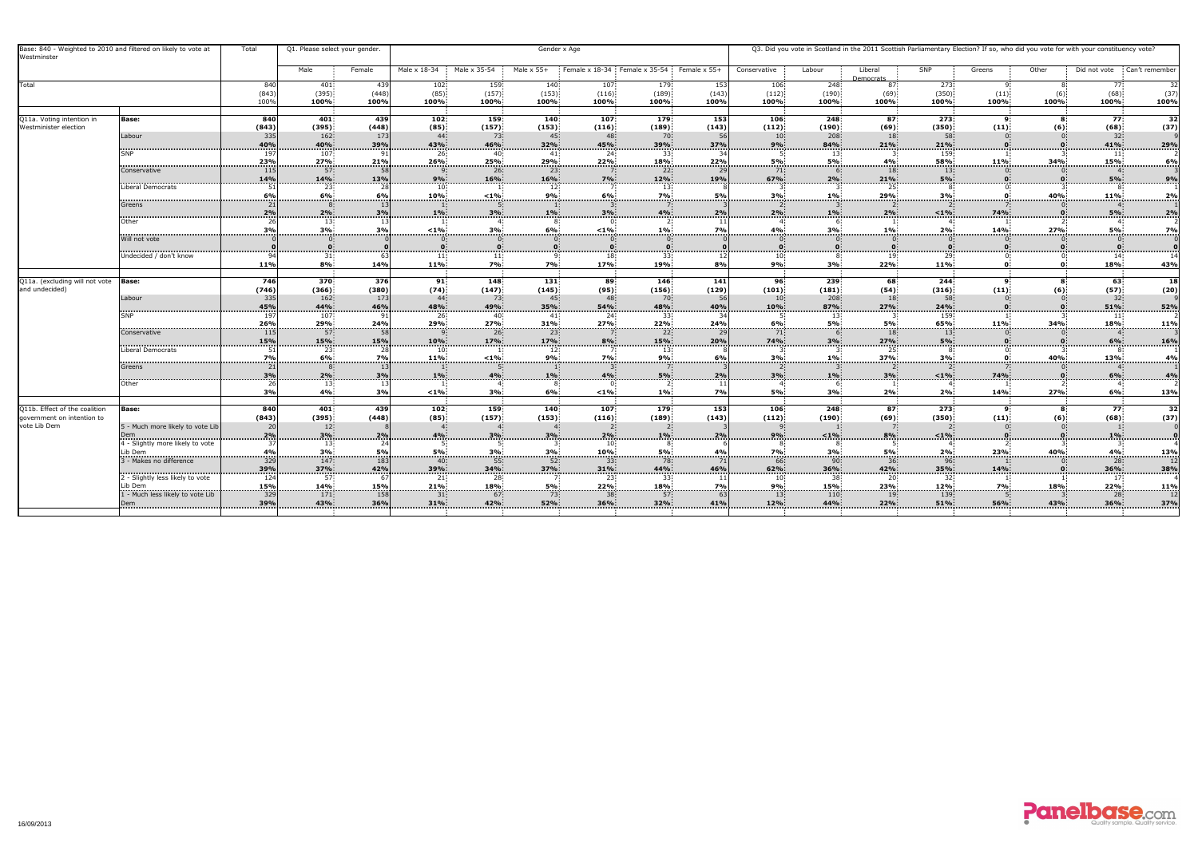| Base: 840 - Weighted to 2010 and filtered on likely to vote at Westminster | | Total | Q1. Please select your gender. | | Gender x Age | | | | | | Q3. Did you vote in Scotland in the 2011 Scottish Parliamentary Election? If so, who did you vote for with your constituency vote? | | | | | | | |
|---|---|---|---|---|---|---|---|---|---|---|---|---|---|---|---|---|---|---|
| | | | Male | Female | Male x 18-34 | Male x 35-54 | Male x 55+ | Female x 18-34 | Female x 35-54 | Female x 55+ | Conservative | Labour | Liberal Democrats | SNP | Greens | Other | Did not vote | Can't remember |
| Total | | 840 | 401 | 439 | 102 | 159 | 140 | 107 | 179 | 153 | 106 | 248 | 87 | 273 | 9 | 8 | 77 | 32 |
| | | (843) | (395) | (448) | (85) | (157) | (153) | (116) | (189) | (143) | (112) | (190) | (69) | (350) | (11) | (6) | (68) | (37) |
| | | 100% | 100% | 100% | 100% | 100% | 100% | 100% | 100% | 100% | 100% | 100% | 100% | 100% | 100% | 100% | 100% | 100% |
| Q11a. Voting intention in Westminster election | Base: | 840 | 401 | 439 | 102 | 159 | 140 | 107 | 179 | 153 | 106 | 248 | 87 | 273 | 9 | 8 | 77 | 32 |
| | | (843) | (395) | (448) | (85) | (157) | (153) | (116) | (189) | (143) | (112) | (190) | (69) | (350) | (11) | (6) | (68) | (37) |
| | Labour | 335 | 162 | 173 | 44 | 73 | 45 | 48 | 70 | 56 | 10 | 208 | 18 | 58 | 0 | 0 | 32 | 9 |
| | | 40% | 40% | 39% | 43% | 46% | 32% | 45% | 39% | 37% | 9% | 84% | 21% | 21% | 0 | 0 | 41% | 29% |
| | SNP | 197 | 107 | 91 | 26 | 40 | 41 | 24 | 33 | 34 | 5 | 13 | 3 | 159 | 1 | 3 | 11 | 2 |
| | | 23% | 27% | 21% | 26% | 25% | 29% | 22% | 18% | 22% | 5% | 5% | 4% | 58% | 11% | 34% | 15% | 6% |
| | Conservative | 115 | 57 | 58 | 9 | 26 | 23 | 7 | 22 | 29 | 71 | 6 | 18 | 13 | 0 | 0 | 4 | 3 |
| | | 14% | 14% | 13% | 9% | 16% | 16% | 7% | 12% | 19% | 67% | 2% | 21% | 5% | 0 | 0 | 5% | 9% |
| | Liberal Democrats | 51 | 23 | 28 | 10 | 1 | 12 | 7 | 13 | 8 | 3 | 3 | 25 | 8 | 0 | 3 | 8 | 1 |
| | | 6% | 6% | 6% | 10% | <1% | 9% | 6% | 7% | 5% | 3% | 1% | 29% | 3% | 0 | 40% | 11% | 2% |
| | Greens | 21 | 8 | 13 | 1 | 5 | 1 | 3 | 7 | 3 | 2 | 3 | 2 | 2 | 7 | 0 | 4 | 1 |
| | | 2% | 2% | 3% | 1% | 3% | 1% | 3% | 4% | 2% | 2% | 1% | 2% | <1% | 74% | 0 | 5% | 2% |
| | Other | 26 | 13 | 13 | 1 | 4 | 8 | 0 | 2 | 11 | 4 | 6 | 1 | 4 | 1 | 2 | 4 | 2 |
| | | 3% | 3% | 3% | <1% | 3% | 6% | <1% | 1% | 7% | 4% | 3% | 1% | 2% | 14% | 27% | 5% | 7% |
| | Will not vote | 0 | 0 | 0 | 0 | 0 | 0 | 0 | 0 | 0 | 0 | 0 | 0 | 0 | 0 | 0 | 0 | 0 |
| | | 0 | 0 | 0 | 0 | 0 | 0 | 0 | 0 | 0 | 0 | 0 | 0 | 0 | 0 | 0 | 0 | 0 |
| | Undecided / don't know | 94 | 31 | 63 | 11 | 11 | 9 | 18 | 33 | 12 | 10 | 8 | 19 | 29 | 0 | 0 | 14 | 14 |
| | | 11% | 8% | 14% | 11% | 7% | 7% | 17% | 19% | 8% | 9% | 3% | 22% | 11% | 0 | 0 | 18% | 43% |
| Q11a. (excluding will not vote and undecided) | Base: | 746 | 370 | 376 | 91 | 148 | 131 | 89 | 146 | 141 | 96 | 239 | 68 | 244 | 9 | 8 | 63 | 18 |
| | | (746) | (366) | (380) | (74) | (147) | (145) | (95) | (156) | (129) | (101) | (181) | (54) | (316) | (11) | (6) | (57) | (20) |
| | Labour | 335 | 162 | 173 | 44 | 73 | 45 | 48 | 70 | 56 | 10 | 208 | 18 | 58 | 0 | 0 | 32 | 9 |
| | | 45% | 44% | 46% | 48% | 49% | 35% | 54% | 48% | 40% | 10% | 87% | 27% | 24% | 0 | 0 | 51% | 52% |
| | SNP | 197 | 107 | 91 | 26 | 40 | 41 | 24 | 33 | 34 | 5 | 13 | 3 | 159 | 1 | 3 | 11 | 2 |
| | | 26% | 29% | 24% | 29% | 27% | 31% | 27% | 22% | 24% | 6% | 5% | 5% | 65% | 11% | 34% | 18% | 11% |
| | Conservative | 115 | 57 | 58 | 9 | 26 | 23 | 7 | 22 | 29 | 71 | 6 | 18 | 13 | 0 | 0 | 4 | 3 |
| | | 15% | 15% | 15% | 10% | 17% | 17% | 8% | 15% | 20% | 74% | 3% | 27% | 5% | 0 | 0 | 6% | 16% |
| | Liberal Democrats | 51 | 23 | 28 | 10 | 1 | 12 | 7 | 13 | 8 | 3 | 3 | 25 | 8 | 0 | 3 | 8 | 1 |
| | | 7% | 6% | 7% | 11% | <1% | 9% | 7% | 9% | 6% | 3% | 1% | 37% | 3% | 0 | 40% | 13% | 4% |
| | Greens | 21 | 8 | 13 | 1 | 5 | 1 | 3 | 7 | 3 | 2 | 3 | 2 | 2 | 7 | 0 | 4 | 1 |
| | | 3% | 2% | 3% | 1% | 4% | 1% | 4% | 5% | 2% | 3% | 1% | 3% | <1% | 74% | 0 | 6% | 4% |
| | Other | 26 | 13 | 13 | 1 | 4 | 8 | 0 | 2 | 11 | 4 | 6 | 1 | 4 | 1 | 2 | 4 | 2 |
| | | 3% | 4% | 3% | <1% | 3% | 6% | <1% | 1% | 7% | 5% | 3% | 2% | 2% | 14% | 27% | 6% | 13% |
| Q11b. Effect of the coalition government on intention to vote Lib Dem | Base: | 840 | 401 | 439 | 102 | 159 | 140 | 107 | 179 | 153 | 106 | 248 | 87 | 273 | 9 | 8 | 77 | 32 |
| | | (843) | (395) | (448) | (85) | (157) | (153) | (116) | (189) | (143) | (112) | (190) | (69) | (350) | (11) | (6) | (68) | (37) |
| | 5 - Much more likely to vote Lib Dem | 20 | 12 | 8 | 4 | 4 | 4 | 2 | 2 | 3 | 9 | 1 | 7 | 2 | 0 | 0 | 1 | 0 |
| | | 2% | 3% | 2% | 4% | 3% | 3% | 2% | 1% | 2% | 9% | <1% | 8% | <1% | 0 | 0 | 1% | 0 |
| | 4 - Slightly more likely to vote Lib Dem | 37 | 13 | 24 | 5 | 5 | 3 | 10 | 8 | 6 | 8 | 8 | 5 | 4 | 2 | 3 | 3 | 4 |
| | | 4% | 3% | 5% | 5% | 3% | 3% | 10% | 5% | 4% | 7% | 3% | 5% | 2% | 23% | 40% | 4% | 13% |
| | 3 - Makes no difference | 329 | 147 | 183 | 40 | 55 | 52 | 33 | 78 | 71 | 66 | 90 | 36 | 96 | 1 | 0 | 28 | 12 |
| | | 39% | 37% | 42% | 39% | 34% | 37% | 31% | 44% | 46% | 62% | 36% | 42% | 35% | 14% | 0 | 36% | 38% |
| | 2 - Slightly less likely to vote Lib Dem | 124 | 57 | 67 | 21 | 28 | 7 | 23 | 33 | 11 | 10 | 38 | 20 | 32 | 1 | 1 | 17 | 4 |
| | | 15% | 14% | 15% | 21% | 18% | 5% | 22% | 18% | 7% | 9% | 15% | 23% | 12% | 7% | 18% | 22% | 11% |
| | 1 - Much less likely to vote Lib Dem | 329 | 171 | 158 | 31 | 67 | 73 | 38 | 57 | 63 | 13 | 110 | 19 | 139 | 5 | 3 | 28 | 12 |
| | | 39% | 43% | 36% | 31% | 42% | 52% | 36% | 32% | 41% | 12% | 44% | 22% | 51% | 56% | 43% | 36% | 37% |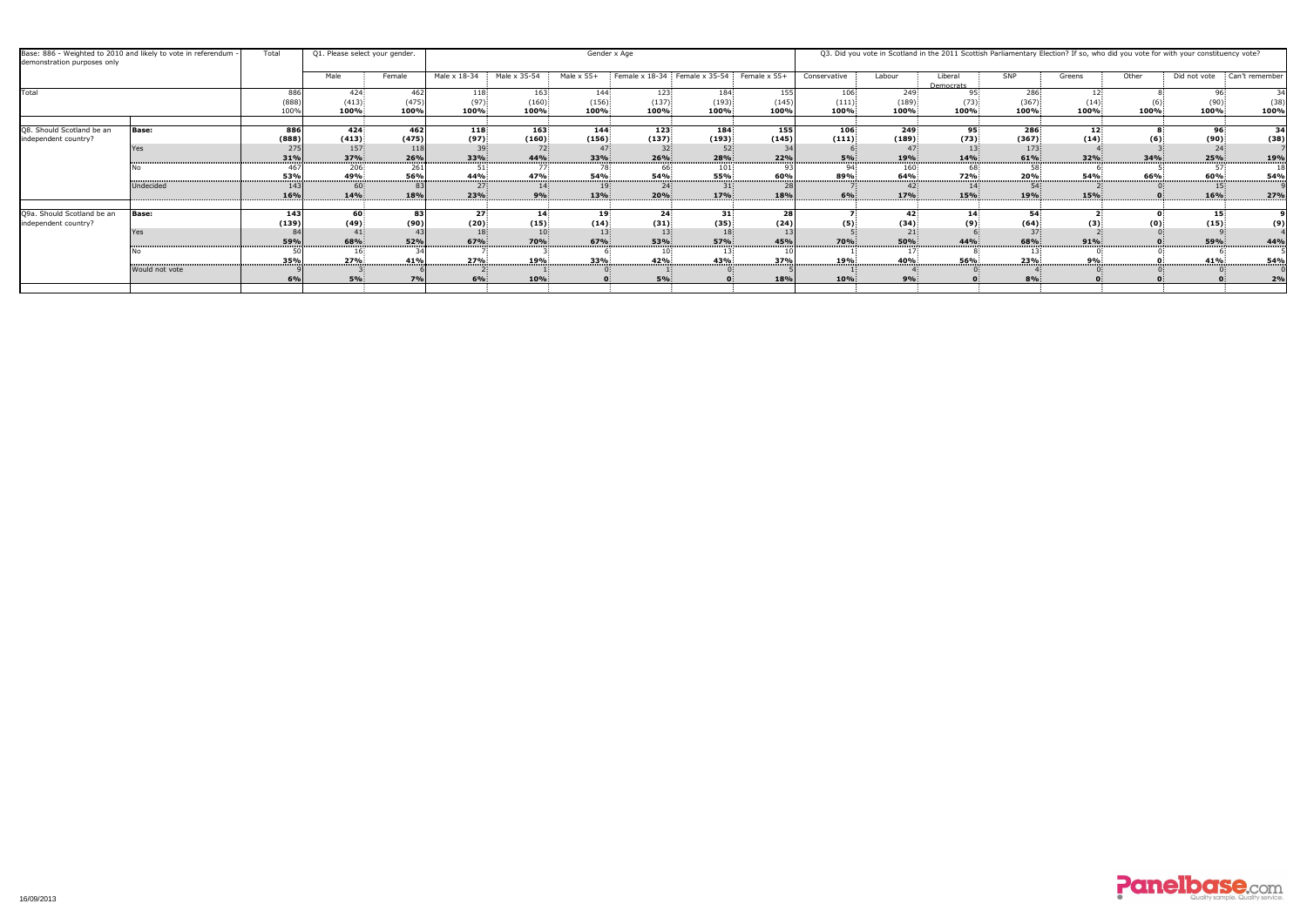| Base: 886 - Weighted to 2010 and likely to vote in referendum - demonstration purposes only | | Total | Q1. Please select your gender. | | Gender x Age | | | | | | Q3. Did you vote in Scotland in the 2011 Scottish Parliamentary Election? If so, who did you vote for with your constituency vote? | | | | | | | |
|---|---|---|---|---|---|---|---|---|---|---|---|---|---|---|---|---|---|---|
| | | | Male | Female | Male x 18-34 | Male x 35-54 | Male x 55+ | Female x 18-34 | Female x 35-54 | Female x 55+ | Conservative | Labour | Liberal Democrats | SNP | Greens | Other | Did not vote | Can't remember |
| Total | | 886 | 424 | 462 | 118 | 163 | 144 | 123 | 184 | 155 | 106 | 249 | 95 | 286 | 12 | 8 | 96 | 34 |
| | | (888) | (413) | (475) | (97) | (160) | (156) | (137) | (193) | (145) | (111) | (189) | (73) | (367) | (14) | (6) | (90) | (38) |
| | | 100% | 100% | 100% | 100% | 100% | 100% | 100% | 100% | 100% | 100% | 100% | 100% | 100% | 100% | 100% | 100% | 100% |
| Q8. Should Scotland be an independent country? | **Base:** | **886** | **424** | **462** | **118** | **163** | **144** | **123** | **184** | **155** | **106** | **249** | **95** | **286** | **12** | **8** | **96** | **34** |
| | | **(888)** | **(413)** | **(475)** | **(97)** | **(160)** | **(156)** | **(137)** | **(193)** | **(145)** | **(111)** | **(189)** | **(73)** | **(367)** | **(14)** | **(6)** | **(90)** | **(38)** |
| | Yes | 275 | 157 | 118 | 39 | 72 | 47 | 32 | 52 | 34 | 6 | 47 | 13 | 173 | 4 | 3 | 24 | 7 |
| | | **31%** | **37%** | **26%** | **33%** | **44%** | **33%** | **26%** | **28%** | **22%** | **5%** | **19%** | **14%** | **61%** | **32%** | **34%** | **25%** | **19%** |
| | No | 467 | 206 | 261 | 51 | 77 | 78 | 66 | 101 | 93 | 94 | 160 | 68 | 58 | 6 | 5 | 57 | 18 |
| | | **53%** | **49%** | **56%** | **44%** | **47%** | **54%** | **54%** | **55%** | **60%** | **89%** | **64%** | **72%** | **20%** | **54%** | **66%** | **60%** | **54%** |
| | Undecided | 143 | 60 | 83 | 27 | 14 | 19 | 24 | 31 | 28 | 7 | 42 | 14 | 54 | 2 | 0 | 15 | 9 |
| | | **16%** | **14%** | **18%** | **23%** | **9%** | **13%** | **20%** | **17%** | **18%** | **6%** | **17%** | **15%** | **19%** | **15%** | **0** | **16%** | **27%** |
| Q9a. Should Scotland be an independent country? | **Base:** | **143** | **60** | **83** | **27** | **14** | **19** | **24** | **31** | **28** | **7** | **42** | **14** | **54** | **2** | **0** | **15** | **9** |
| | | **(139)** | **(49)** | **(90)** | **(20)** | **(15)** | **(14)** | **(31)** | **(35)** | **(24)** | **(5)** | **(34)** | **(9)** | **(64)** | **(3)** | **(0)** | **(15)** | **(9)** |
| | Yes | 84 | 41 | 43 | 18 | 10 | 13 | 13 | 18 | 13 | 5 | 21 | 6 | 37 | 2 | 0 | 9 | 4 |
| | | **59%** | **68%** | **52%** | **67%** | **70%** | **67%** | **53%** | **57%** | **45%** | **70%** | **50%** | **44%** | **68%** | **91%** | **0** | **59%** | **44%** |
| | No | 50 | 16 | 34 | 7 | 3 | 6 | 10 | 13 | 10 | 1 | 17 | 8 | 13 | 0 | 0 | 6 | 5 |
| | | **35%** | **27%** | **41%** | **27%** | **19%** | **33%** | **42%** | **43%** | **37%** | **19%** | **40%** | **56%** | **23%** | **9%** | **0** | **41%** | **54%** |
| | Would not vote | 9 | 3 | 6 | 2 | 1 | 0 | 1 | 0 | 5 | 1 | 4 | 0 | 4 | 0 | 0 | 0 | 0 |
| | | **6%** | **5%** | **7%** | **6%** | **10%** | **0** | **5%** | **0** | **18%** | **10%** | **9%** | **0** | **8%** | **0** | **0** | **0** | **2%** |

16/09/2013